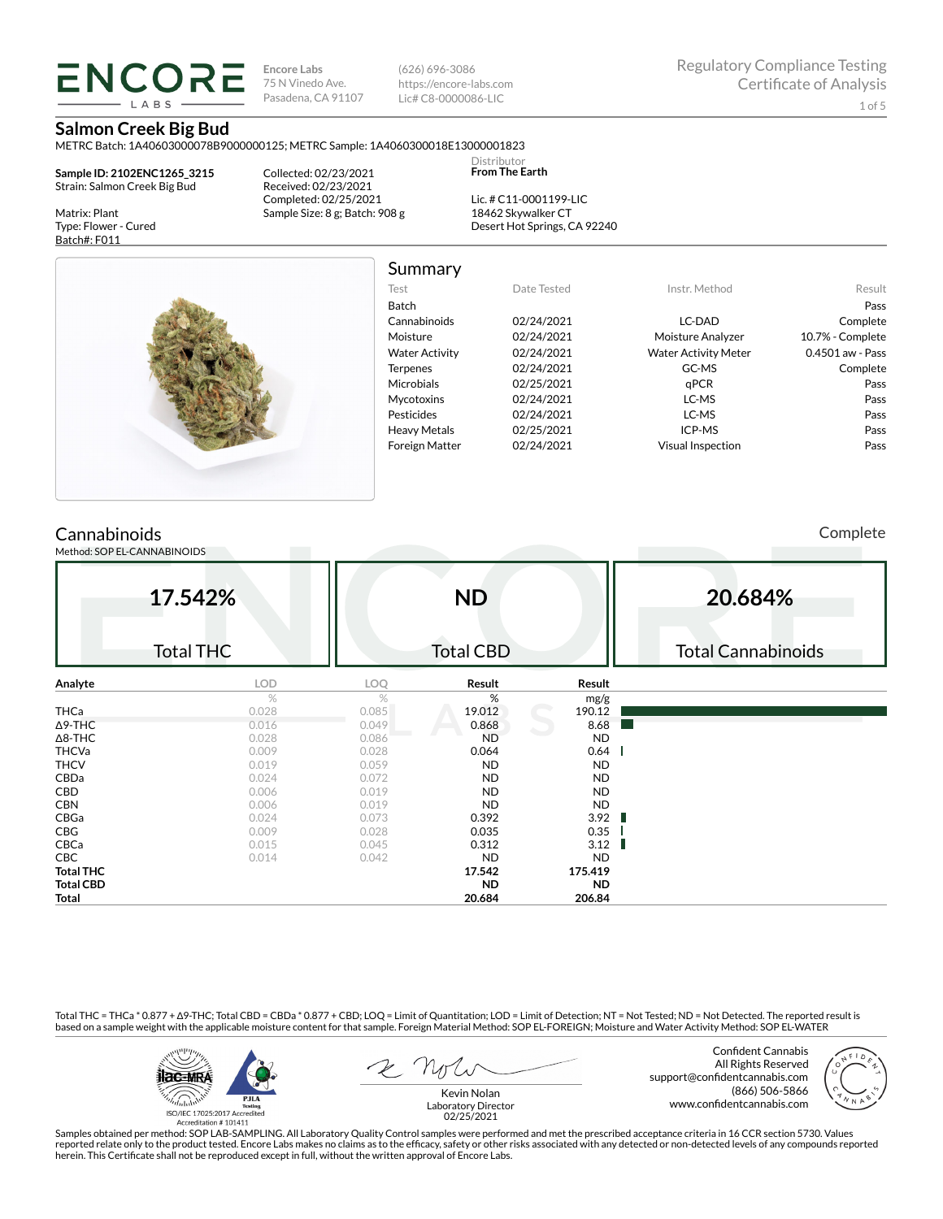Encore Labs
75 N Vinedo Ave.
Pasadena, CA 91107

(626) 696-3086
https://encore-labs.com
Lic# C8-0000086-LIC

Regulatory Compliance Testing
Certificate of Analysis

# Salmon Creek Big Bud

METRC Batch: 1A40603000078B9000000125; METRC Sample: 1A4060300018E13000001823

**Sample ID: 2102ENC1265_3215**
Strain: Salmon Creek Big Bud

Matrix: Plant
Type: Flower - Cured
Batch#: F011

Collected: 02/23/2021
Received: 02/23/2021
Completed: 02/25/2021
Sample Size: 8 g; Batch: 908 g

Distributor
**From The Earth**

Lic. # C11-0001199-LIC
18462 Skywalker CT
Desert Hot Springs, CA 92240

## Summary

| Test | Date Tested | Instr. Method | Result |
|---|---|---|---|
| Batch | | | Pass |
| Cannabinoids | 02/24/2021 | LC-DAD | Complete |
| Moisture | 02/24/2021 | Moisture Analyzer | 10.7% - Complete |
| Water Activity | 02/24/2021 | Water Activity Meter | 0.4501 aw - Pass |
| Terpenes | 02/24/2021 | GC-MS | Complete |
| Microbials | 02/25/2021 | qPCR | Pass |
| Mycotoxins | 02/24/2021 | LC-MS | Pass |
| Pesticides | 02/24/2021 | LC-MS | Pass |
| Heavy Metals | 02/25/2021 | ICP-MS | Pass |
| Foreign Matter | 02/24/2021 | Visual Inspection | Pass |

## Cannabinoids

Complete

Method: SOP EL-CANNABINOIDS

| 17.542% | ND | 20.684% |
|---|---|---|
| Total THC | Total CBD | Total Cannabinoids |

| Analyte | LOD | LOQ | Result | Result |
|---|---|---|---|---|
| | % | % | % | mg/g |
| THCa | 0.028 | 0.085 | 19.012 | 190.12 |
| Δ9-THC | 0.016 | 0.049 | 0.868 | 8.68 |
| Δ8-THC | 0.028 | 0.086 | ND | ND |
| THCVa | 0.009 | 0.028 | 0.064 | 0.64 |
| THCV | 0.019 | 0.059 | ND | ND |
| CBDa | 0.024 | 0.072 | ND | ND |
| CBD | 0.006 | 0.019 | ND | ND |
| CBN | 0.006 | 0.019 | ND | ND |
| CBGa | 0.024 | 0.073 | 0.392 | 3.92 |
| CBG | 0.009 | 0.028 | 0.035 | 0.35 |
| CBCa | 0.015 | 0.045 | 0.312 | 3.12 |
| CBC | 0.014 | 0.042 | ND | ND |
| **Total THC** | | | **17.542** | **175.419** |
| **Total CBD** | | | **ND** | **ND** |
| **Total** | | | **20.684** | **206.84** |

Total THC = THCa * 0.877 + Δ9-THC; Total CBD = CBDa * 0.877 + CBD; LOQ = Limit of Quantitation; LOD = Limit of Detection; NT = Not Tested; ND = Not Detected. The reported result is based on a sample weight with the applicable moisture content for that sample. Foreign Material Method: SOP EL-FOREIGN; Moisture and Water Activity Method: SOP EL-WATER

ISO/IEC 17025:2017 Accredited
Accreditation # 101411

Kevin Nolan
Laboratory Director
02/25/2021

Confident Cannabis
All Rights Reserved
support@confidentcannabis.com
(866) 506-5866
www.confidentcannabis.com

Samples obtained per method: SOP LAB-SAMPLING. All Laboratory Quality Control samples were performed and met the prescribed acceptance criteria in 16 CCR section 5730. Values reported relate only to the product tested. Encore Labs makes no claims as to the efficacy, safety or other risks associated with any detected or non-detected levels of any compounds reported herein. This Certificate shall not be reproduced except in full, without the written approval of Encore Labs.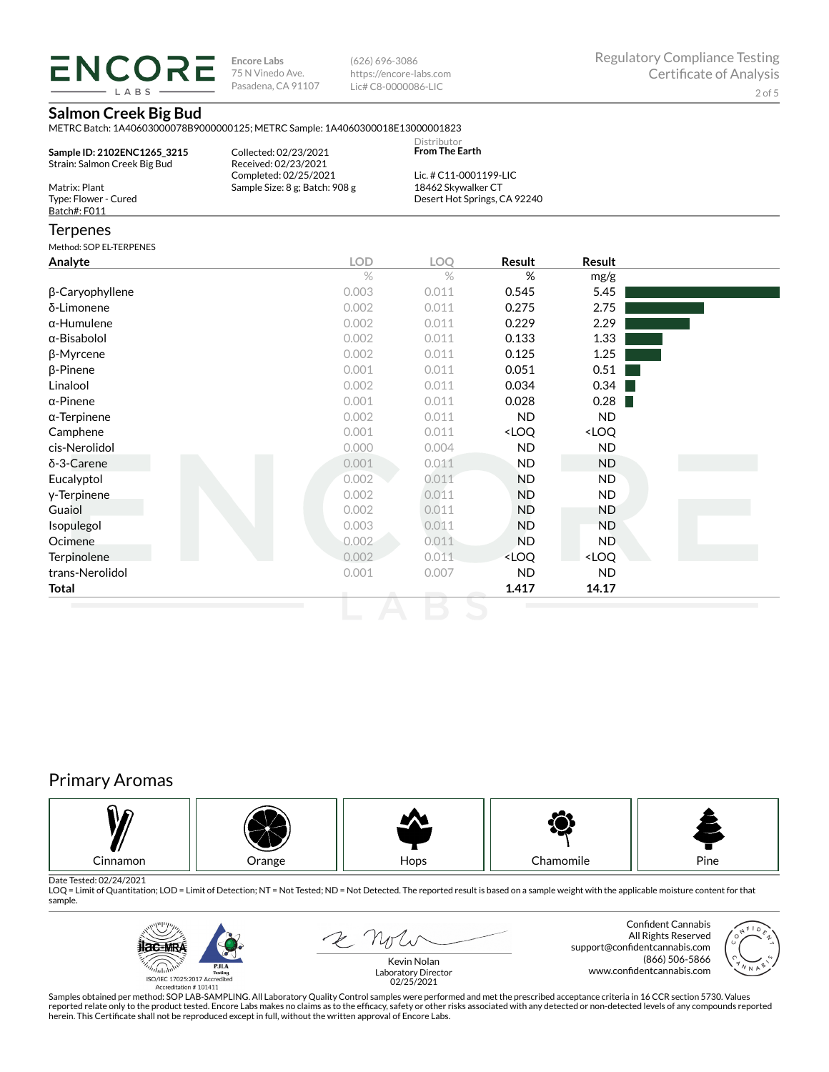**ENCORE LABS**

Encore Labs
75 N Vinedo Ave.
Pasadena, CA 91107

(626) 696-3086
https://encore-labs.com
Lic# C8-0000086-LIC

Regulatory Compliance Testing
Certificate of Analysis

## Salmon Creek Big Bud

METRC Batch: 1A40603000078B9000000125; METRC Sample: 1A4060300018E13000001823

**Sample ID: 2102ENC1265_3215**
Strain: Salmon Creek Big Bud

Matrix: Plant
Type: Flower - Cured
Batch#: F011

Collected: 02/23/2021
Received: 02/23/2021
Completed: 02/25/2021
Sample Size: 8 g; Batch: 908 g

Distributor
**From The Earth**

Lic. # C11-0001199-LIC
18462 Skywalker CT
Desert Hot Springs, CA 92240

## Terpenes

Method: SOP EL-TERPENES

| Analyte | LOD % | LOQ % | Result % | Result mg/g |
|---|---|---|---|---|
| β-Caryophyllene | 0.003 | 0.011 | 0.545 | 5.45 |
| δ-Limonene | 0.002 | 0.011 | 0.275 | 2.75 |
| α-Humulene | 0.002 | 0.011 | 0.229 | 2.29 |
| α-Bisabolol | 0.002 | 0.011 | 0.133 | 1.33 |
| β-Myrcene | 0.002 | 0.011 | 0.125 | 1.25 |
| β-Pinene | 0.001 | 0.011 | 0.051 | 0.51 |
| Linalool | 0.002 | 0.011 | 0.034 | 0.34 |
| α-Pinene | 0.001 | 0.011 | 0.028 | 0.28 |
| α-Terpinene | 0.002 | 0.011 | ND | ND |
| Camphene | 0.001 | 0.011 | <LOQ | <LOQ |
| cis-Nerolidol | 0.000 | 0.004 | ND | ND |
| δ-3-Carene | 0.001 | 0.011 | ND | ND |
| Eucalyptol | 0.002 | 0.011 | ND | ND |
| γ-Terpinene | 0.002 | 0.011 | ND | ND |
| Guaiol | 0.002 | 0.011 | ND | ND |
| Isopulegol | 0.003 | 0.011 | ND | ND |
| Ocimene | 0.002 | 0.011 | ND | ND |
| Terpinolene | 0.002 | 0.011 | <LOQ | <LOQ |
| trans-Nerolidol | 0.001 | 0.007 | ND | ND |
| **Total** | | | **1.417** | **14.17** |

## Primary Aromas

| Cinnamon | Orange | Hops | Chamomile | Pine |
|---|---|---|---|---|

Date Tested: 02/24/2021
LOQ = Limit of Quantitation; LOD = Limit of Detection; NT = Not Tested; ND = Not Detected. The reported result is based on a sample weight with the applicable moisture content for that sample.

ISO/IEC 17025:2017 Accredited
Accreditation # 101411

Kevin Nolan
Laboratory Director
02/25/2021

Confident Cannabis
All Rights Reserved
support@confidentcannabis.com
(866) 506-5866
www.confidentcannabis.com

Samples obtained per method: SOP LAB-SAMPLING. All Laboratory Quality Control samples were performed and met the prescribed acceptance criteria in 16 CCR section 5730. Values reported relate only to the product tested. Encore Labs makes no claims as to the efficacy, safety or other risks associated with any detected or non-detected levels of any compounds reported herein. This Certificate shall not be reproduced except in full, without the written approval of Encore Labs.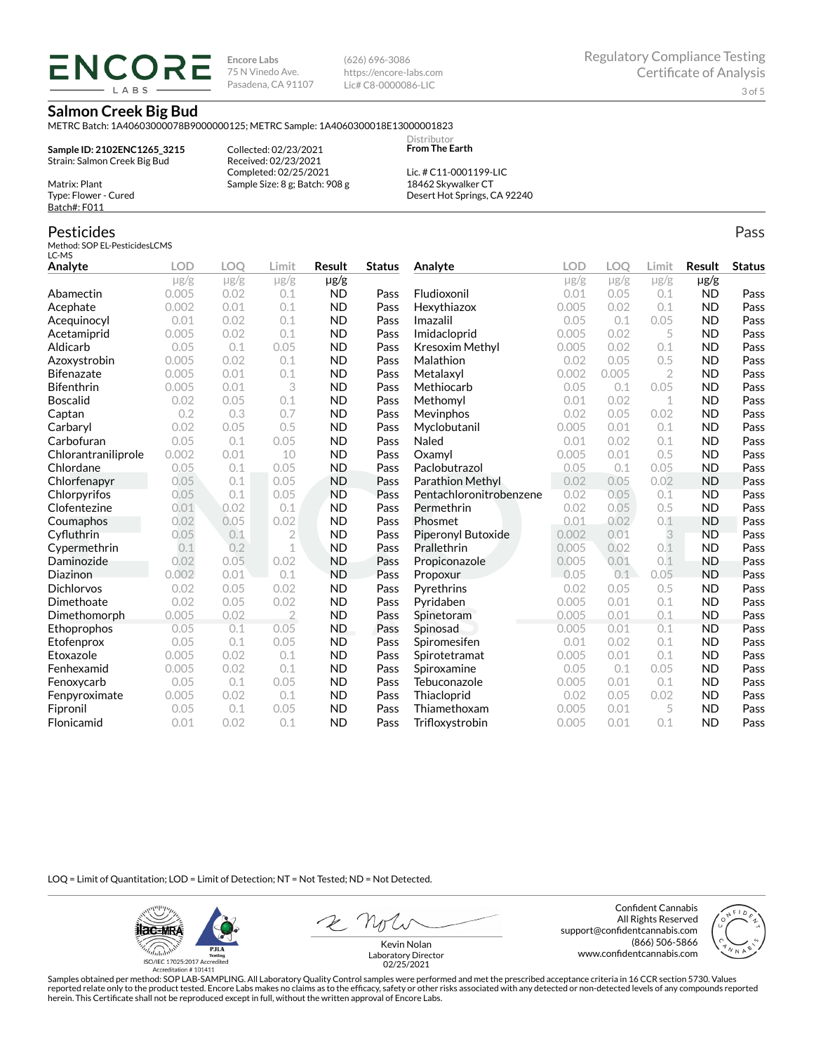**Encore Labs**
75 N Vinedo Ave.
Pasadena, CA 91107

(626) 696-3086
https://encore-labs.com
Lic# C8-0000086-LIC

Regulatory Compliance Testing
Certificate of Analysis

## Salmon Creek Big Bud

METRC Batch: 1A40603000078B9000000125; METRC Sample: 1A4060300018E13000001823

**Sample ID: 2102ENC1265_3215**
Strain: Salmon Creek Big Bud

Matrix: Plant
Type: Flower - Cured
Batch#: F011

Collected: 02/23/2021
Received: 02/23/2021
Completed: 02/25/2021
Sample Size: 8 g; Batch: 908 g

Distributor
**From The Earth**

Lic. # C11-0001199-LIC
18462 Skywalker CT
Desert Hot Springs, CA 92240

## Pesticides

Pass

Method: SOP EL-PesticidesLCMS
LC-MS

| Analyte | LOD | LOQ | Limit | Result | Status |
|---|---|---|---|---|---|
| | μg/g | μg/g | μg/g | μg/g | |
| Abamectin | 0.005 | 0.02 | 0.1 | ND | Pass |
| Acephate | 0.002 | 0.01 | 0.1 | ND | Pass |
| Acequinocyl | 0.01 | 0.02 | 0.1 | ND | Pass |
| Acetamiprid | 0.005 | 0.02 | 0.1 | ND | Pass |
| Aldicarb | 0.05 | 0.1 | 0.05 | ND | Pass |
| Azoxystrobin | 0.005 | 0.02 | 0.1 | ND | Pass |
| Bifenazate | 0.005 | 0.01 | 0.1 | ND | Pass |
| Bifenthrin | 0.005 | 0.01 | 3 | ND | Pass |
| Boscalid | 0.02 | 0.05 | 0.1 | ND | Pass |
| Captan | 0.2 | 0.3 | 0.7 | ND | Pass |
| Carbaryl | 0.02 | 0.05 | 0.5 | ND | Pass |
| Carbofuran | 0.05 | 0.1 | 0.05 | ND | Pass |
| Chlorantraniliprole | 0.002 | 0.01 | 10 | ND | Pass |
| Chlordane | 0.05 | 0.1 | 0.05 | ND | Pass |
| Chlorfenapyr | 0.05 | 0.1 | 0.05 | ND | Pass |
| Chlorpyrifos | 0.05 | 0.1 | 0.05 | ND | Pass |
| Clofentezine | 0.01 | 0.02 | 0.1 | ND | Pass |
| Coumaphos | 0.02 | 0.05 | 0.02 | ND | Pass |
| Cyfluthrin | 0.05 | 0.1 | 2 | ND | Pass |
| Cypermethrin | 0.1 | 0.2 | 1 | ND | Pass |
| Daminozide | 0.02 | 0.05 | 0.02 | ND | Pass |
| Diazinon | 0.002 | 0.01 | 0.1 | ND | Pass |
| Dichlorvos | 0.02 | 0.05 | 0.02 | ND | Pass |
| Dimethoate | 0.02 | 0.05 | 0.02 | ND | Pass |
| Dimethomorph | 0.005 | 0.02 | 2 | ND | Pass |
| Ethoprophos | 0.05 | 0.1 | 0.05 | ND | Pass |
| Etofenprox | 0.05 | 0.1 | 0.05 | ND | Pass |
| Etoxazole | 0.005 | 0.02 | 0.1 | ND | Pass |
| Fenhexamid | 0.005 | 0.02 | 0.1 | ND | Pass |
| Fenoxycarb | 0.05 | 0.1 | 0.05 | ND | Pass |
| Fenpyroximate | 0.005 | 0.02 | 0.1 | ND | Pass |
| Fipronil | 0.05 | 0.1 | 0.05 | ND | Pass |
| Flonicamid | 0.01 | 0.02 | 0.1 | ND | Pass |
| Fludioxonil | 0.01 | 0.05 | 0.1 | ND | Pass |
| Hexythiazox | 0.005 | 0.02 | 0.1 | ND | Pass |
| Imazalil | 0.05 | 0.1 | 0.05 | ND | Pass |
| Imidacloprid | 0.005 | 0.02 | 5 | ND | Pass |
| Kresoxim Methyl | 0.005 | 0.02 | 0.1 | ND | Pass |
| Malathion | 0.02 | 0.05 | 0.5 | ND | Pass |
| Metalaxyl | 0.002 | 0.005 | 2 | ND | Pass |
| Methiocarb | 0.05 | 0.1 | 0.05 | ND | Pass |
| Methomyl | 0.01 | 0.02 | 1 | ND | Pass |
| Mevinphos | 0.02 | 0.05 | 0.02 | ND | Pass |
| Myclobutanil | 0.005 | 0.01 | 0.1 | ND | Pass |
| Naled | 0.01 | 0.02 | 0.1 | ND | Pass |
| Oxamyl | 0.005 | 0.01 | 0.5 | ND | Pass |
| Paclobutrazol | 0.05 | 0.1 | 0.05 | ND | Pass |
| Parathion Methyl | 0.02 | 0.05 | 0.02 | ND | Pass |
| Pentachloronitrobenzene | 0.02 | 0.05 | 0.1 | ND | Pass |
| Permethrin | 0.02 | 0.05 | 0.5 | ND | Pass |
| Phosmet | 0.01 | 0.02 | 0.1 | ND | Pass |
| Piperonyl Butoxide | 0.002 | 0.01 | 3 | ND | Pass |
| Prallethrin | 0.005 | 0.02 | 0.1 | ND | Pass |
| Propiconazole | 0.005 | 0.01 | 0.1 | ND | Pass |
| Propoxur | 0.05 | 0.1 | 0.05 | ND | Pass |
| Pyrethrins | 0.02 | 0.05 | 0.5 | ND | Pass |
| Pyridaben | 0.005 | 0.01 | 0.1 | ND | Pass |
| Spinetoram | 0.005 | 0.01 | 0.1 | ND | Pass |
| Spinosad | 0.005 | 0.01 | 0.1 | ND | Pass |
| Spiromesifen | 0.01 | 0.02 | 0.1 | ND | Pass |
| Spirotetramat | 0.005 | 0.01 | 0.1 | ND | Pass |
| Spiroxamine | 0.05 | 0.1 | 0.05 | ND | Pass |
| Tebuconazole | 0.005 | 0.01 | 0.1 | ND | Pass |
| Thiacloprid | 0.02 | 0.05 | 0.02 | ND | Pass |
| Thiamethoxam | 0.005 | 0.01 | 5 | ND | Pass |
| Trifloxystrobin | 0.005 | 0.01 | 0.1 | ND | Pass |

LOQ = Limit of Quantitation; LOD = Limit of Detection; NT = Not Tested; ND = Not Detected.

ISO/IEC 17025:2017 Accredited
Accreditation # 101411

Kevin Nolan
Laboratory Director
02/25/2021

Confident Cannabis
All Rights Reserved
support@confidentcannabis.com
(866) 506-5866
www.confidentcannabis.com

Samples obtained per method: SOP LAB-SAMPLING. All Laboratory Quality Control samples were performed and met the prescribed acceptance criteria in 16 CCR section 5730. Values reported relate only to the product tested. Encore Labs makes no claims as to the efficacy, safety or other risks associated with any detected or non-detected levels of any compounds reported herein. This Certificate shall not be reproduced except in full, without the written approval of Encore Labs.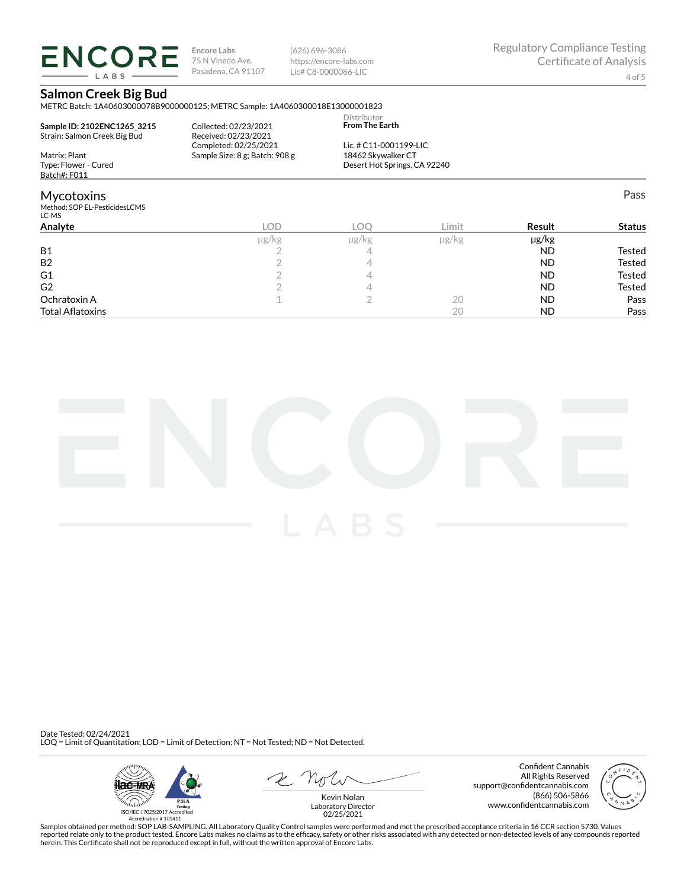**Encore Labs**
75 N Vinedo Ave.
Pasadena, CA 91107

(626) 696-3086
https://encore-labs.com
Lic# C8-0000086-LIC

Regulatory Compliance Testing
Certificate of Analysis

## Salmon Creek Big Bud

METRC Batch: 1A40603000078B9000000125; METRC Sample: 1A4060300018E13000001823

**Sample ID: 2102ENC1265_3215**
Strain: Salmon Creek Big Bud

Matrix: Plant
Type: Flower - Cured
Batch#: F011

Collected: 02/23/2021
Received: 02/23/2021
Completed: 02/25/2021
Sample Size: 8 g; Batch: 908 g

Distributor
**From The Earth**

Lic. # C11-0001199-LIC
18462 Skywalker CT
Desert Hot Springs, CA 92240

### Mycotoxins

Pass

Method: SOP EL-PesticidesLCMS
LC-MS

| Analyte | LOD | LOQ | Limit | Result | Status |
|---|---|---|---|---|---|
| | µg/kg | µg/kg | µg/kg | µg/kg | |
| B1 | 2 | 4 | | ND | Tested |
| B2 | 2 | 4 | | ND | Tested |
| G1 | 2 | 4 | | ND | Tested |
| G2 | 2 | 4 | | ND | Tested |
| Ochratoxin A | 1 | 2 | 20 | ND | Pass |
| Total Aflatoxins | | | 20 | ND | Pass |

Date Tested: 02/24/2021
LOQ = Limit of Quantitation; LOD = Limit of Detection; NT = Not Tested; ND = Not Detected.

ISO/IEC 17025:2017 Accredited
Accreditation # 101411

Kevin Nolan
Laboratory Director
02/25/2021

Confident Cannabis
All Rights Reserved
support@confidentcannabis.com
(866) 506-5866
www.confidentcannabis.com

Samples obtained per method: SOP LAB-SAMPLING. All Laboratory Quality Control samples were performed and met the prescribed acceptance criteria in 16 CCR section 5730. Values reported relate only to the product tested. Encore Labs makes no claims as to the efficacy, safety or other risks associated with any detected or non-detected levels of any compounds reported herein. This Certificate shall not be reproduced except in full, without the written approval of Encore Labs.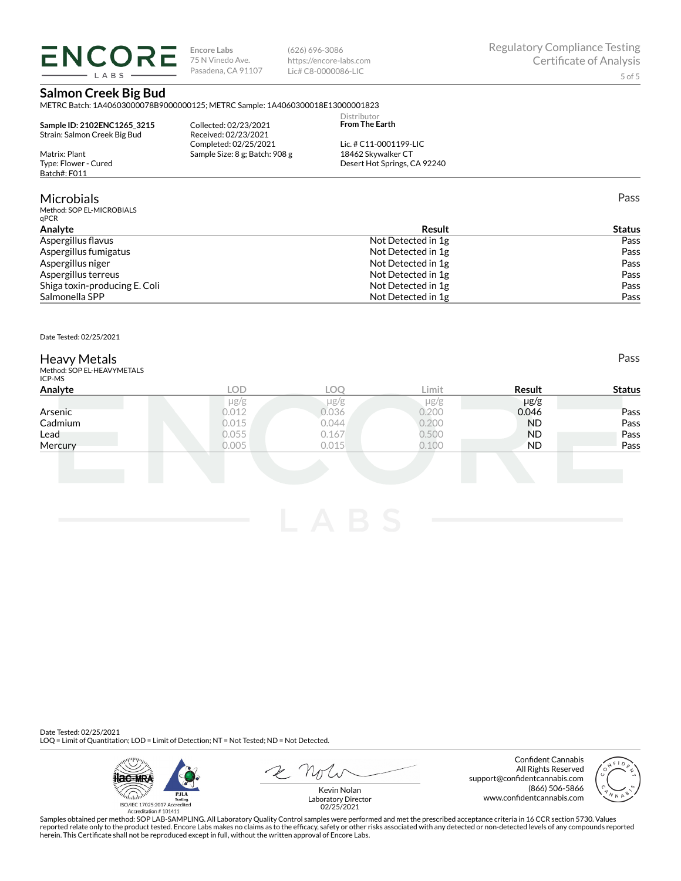**Encore Labs**
75 N Vinedo Ave.
Pasadena, CA 91107

(626) 696-3086
https://encore-labs.com
Lic# C8-0000086-LIC

Regulatory Compliance Testing
Certificate of Analysis

# Salmon Creek Big Bud

METRC Batch: 1A40603000078B9000000125; METRC Sample: 1A4060300018E13000001823

**Sample ID: 2102ENC1265_3215**
Strain: Salmon Creek Big Bud

Matrix: Plant
Type: Flower - Cured
Batch#: F011

Collected: 02/23/2021
Received: 02/23/2021
Completed: 02/25/2021
Sample Size: 8 g; Batch: 908 g

Distributor
**From The Earth**

Lic. # C11-0001199-LIC
18462 Skywalker CT
Desert Hot Springs, CA 92240

## Microbials

Pass

Method: SOP EL-MICROBIALS
qPCR

| Analyte | Result | Status |
|---|---|---|
| Aspergillus flavus | Not Detected in 1g | Pass |
| Aspergillus fumigatus | Not Detected in 1g | Pass |
| Aspergillus niger | Not Detected in 1g | Pass |
| Aspergillus terreus | Not Detected in 1g | Pass |
| Shiga toxin-producing E. Coli | Not Detected in 1g | Pass |
| Salmonella SPP | Not Detected in 1g | Pass |

Date Tested: 02/25/2021

## Heavy Metals

Pass

Method: SOP EL-HEAVYMETALS
ICP-MS

| Analyte | LOD | LOQ | Limit | Result | Status |
|---|---|---|---|---|---|
| | µg/g | µg/g | µg/g | µg/g | |
| Arsenic | 0.012 | 0.036 | 0.200 | 0.046 | Pass |
| Cadmium | 0.015 | 0.044 | 0.200 | ND | Pass |
| Lead | 0.055 | 0.167 | 0.500 | ND | Pass |
| Mercury | 0.005 | 0.015 | 0.100 | ND | Pass |

Date Tested: 02/25/2021
LOQ = Limit of Quantitation; LOD = Limit of Detection; NT = Not Tested; ND = Not Detected.

ISO/IEC 17025:2017 Accredited
Accreditation # 101411

Kevin Nolan
Laboratory Director
02/25/2021

Confident Cannabis
All Rights Reserved
support@confidentcannabis.com
(866) 506-5866
www.confidentcannabis.com

Samples obtained per method: SOP LAB-SAMPLING. All Laboratory Quality Control samples were performed and met the prescribed acceptance criteria in 16 CCR section 5730. Values reported relate only to the product tested. Encore Labs makes no claims as to the efficacy, safety or other risks associated with any detected or non-detected levels of any compounds reported herein. This Certificate shall not be reproduced except in full, without the written approval of Encore Labs.